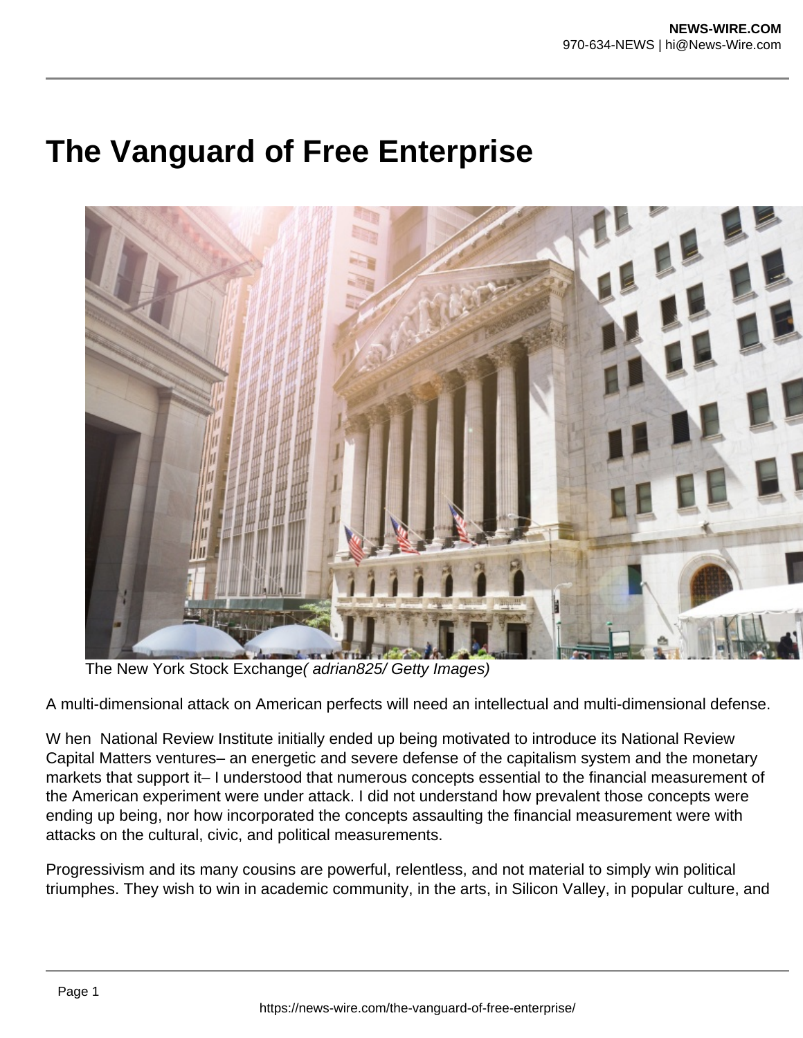# The Vanguard of Free Enterprise

The New York Stock Exchange*( adrian825/ Getty Images)*

A multi-dimensional attack on American perfects will need an intellectual and multi-dimensional defense.

W hen National Review Institute initially ended up being motivated to introduce its National Review Capital Matters ventures– an energetic and severe defense of the capitalism system and the monetary markets that support it– I understood that numerous concepts essential to the financial measurement of the American experiment were under attack. I did not understand how prevalent those concepts were ending up being, nor how incorporated the concepts assaulting the financial measurement were with attacks on the cultural, civic, and political measurements.

Progressivism and its many cousins are powerful, relentless, and not material to simply win political triumphes. They wish to win in academic community, in the arts, in Silicon Valley, in popular culture, and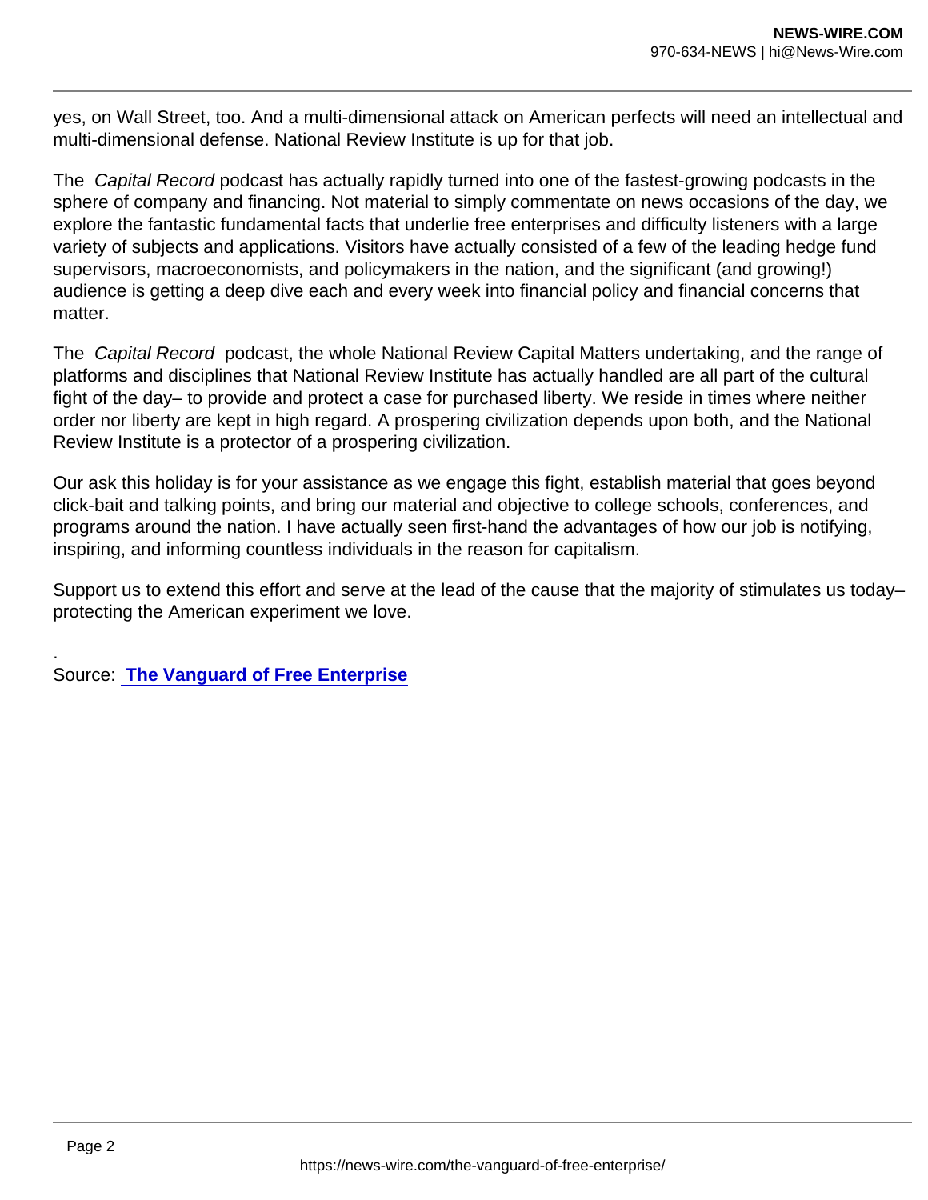yes, on Wall Street, too. And a multi-dimensional attack on American perfects will need an intellectual and multi-dimensional defense. National Review Institute is up for that job.

The *Capital Record* podcast has actually rapidly turned into one of the fastest-growing podcasts in the sphere of company and financing. Not material to simply commentate on news occasions of the day, we explore the fantastic fundamental facts that underlie free enterprises and difficulty listeners with a large variety of subjects and applications. Visitors have actually consisted of a few of the leading hedge fund supervisors, macroeconomists, and policymakers in the nation, and the significant (and growing!) audience is getting a deep dive each and every week into financial policy and financial concerns that matter.

The *Capital Record* podcast, the whole National Review Capital Matters undertaking, and the range of platforms and disciplines that National Review Institute has actually handled are all part of the cultural fight of the day– to provide and protect a case for purchased liberty. We reside in times where neither order nor liberty are kept in high regard. A prospering civilization depends upon both, and the National Review Institute is a protector of a prospering civilization.

Our ask this holiday is for your assistance as we engage this fight, establish material that goes beyond click-bait and talking points, and bring our material and objective to college schools, conferences, and programs around the nation. I have actually seen first-hand the advantages of how our job is notifying, inspiring, and informing countless individuals in the reason for capitalism.

Support us to extend this effort and serve at the lead of the cause that the majority of stimulates us today– protecting the American experiment we love.

.
Source: **The Vanguard of Free Enterprise**